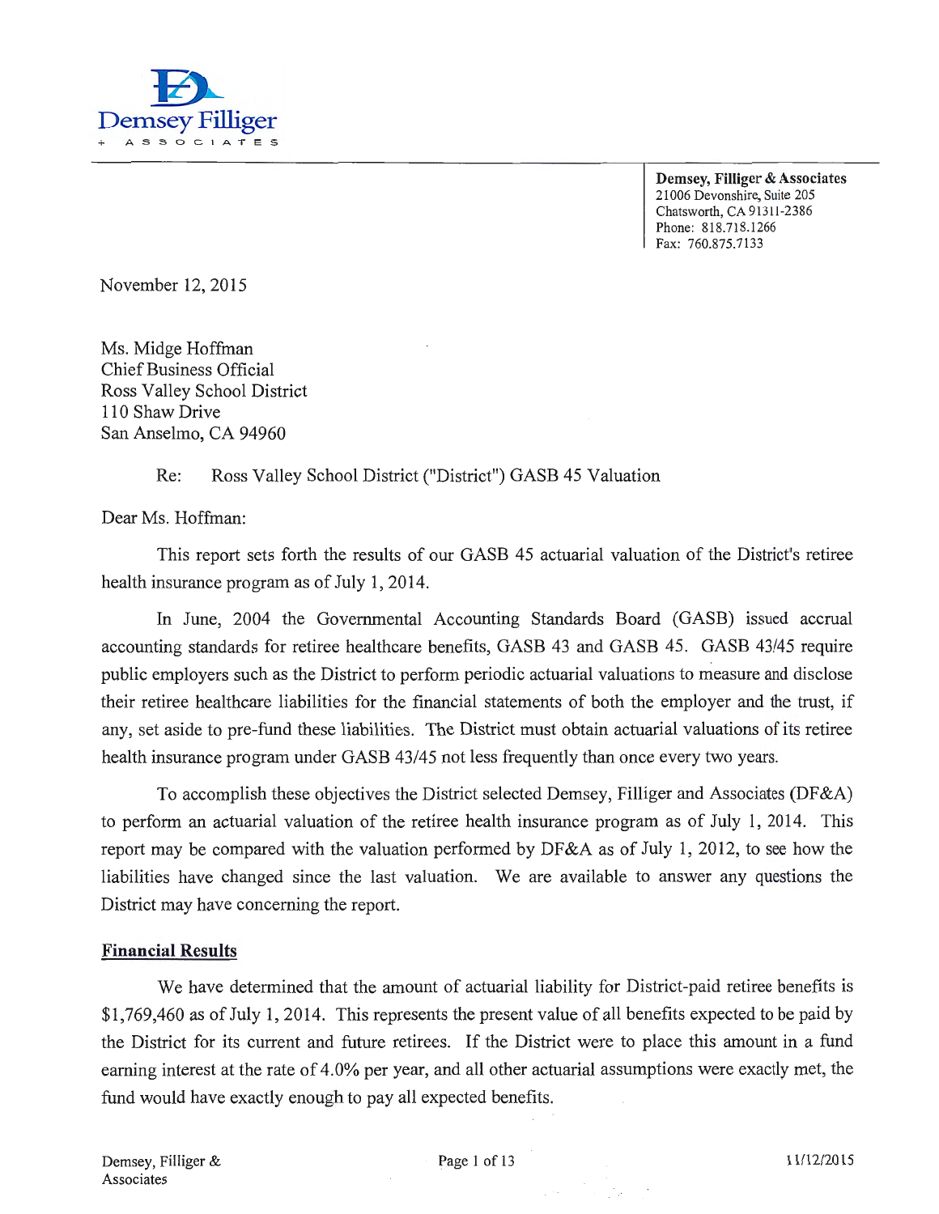**Demsey Filliger + ASSOCIATES**

**Demsey, Filliger & Associates**
21006 Devonshire, Suite 205
Chatsworth, CA 91311-2386
Phone: 818.718.1266
Fax: 760.875.7133

November 12, 2015

Ms. Midge Hoffman
Chief Business Official
Ross Valley School District
110 Shaw Drive
San Anselmo, CA 94960

Re: Ross Valley School District ("District") GASB 45 Valuation

Dear Ms. Hoffman:

This report sets forth the results of our GASB 45 actuarial valuation of the District's retiree health insurance program as of July 1, 2014.

In June, 2004 the Governmental Accounting Standards Board (GASB) issued accrual accounting standards for retiree healthcare benefits, GASB 43 and GASB 45. GASB 43/45 require public employers such as the District to perform periodic actuarial valuations to measure and disclose their retiree healthcare liabilities for the financial statements of both the employer and the trust, if any, set aside to pre-fund these liabilities. The District must obtain actuarial valuations of its retiree health insurance program under GASB 43/45 not less frequently than once every two years.

To accomplish these objectives the District selected Demsey, Filliger and Associates (DF&A) to perform an actuarial valuation of the retiree health insurance program as of July 1, 2014. This report may be compared with the valuation performed by DF&A as of July 1, 2012, to see how the liabilities have changed since the last valuation. We are available to answer any questions the District may have concerning the report.

## Financial Results

We have determined that the amount of actuarial liability for District-paid retiree benefits is $1,769,460 as of July 1, 2014. This represents the present value of all benefits expected to be paid by the District for its current and future retirees. If the District were to place this amount in a fund earning interest at the rate of 4.0% per year, and all other actuarial assumptions were exactly met, the fund would have exactly enough to pay all expected benefits.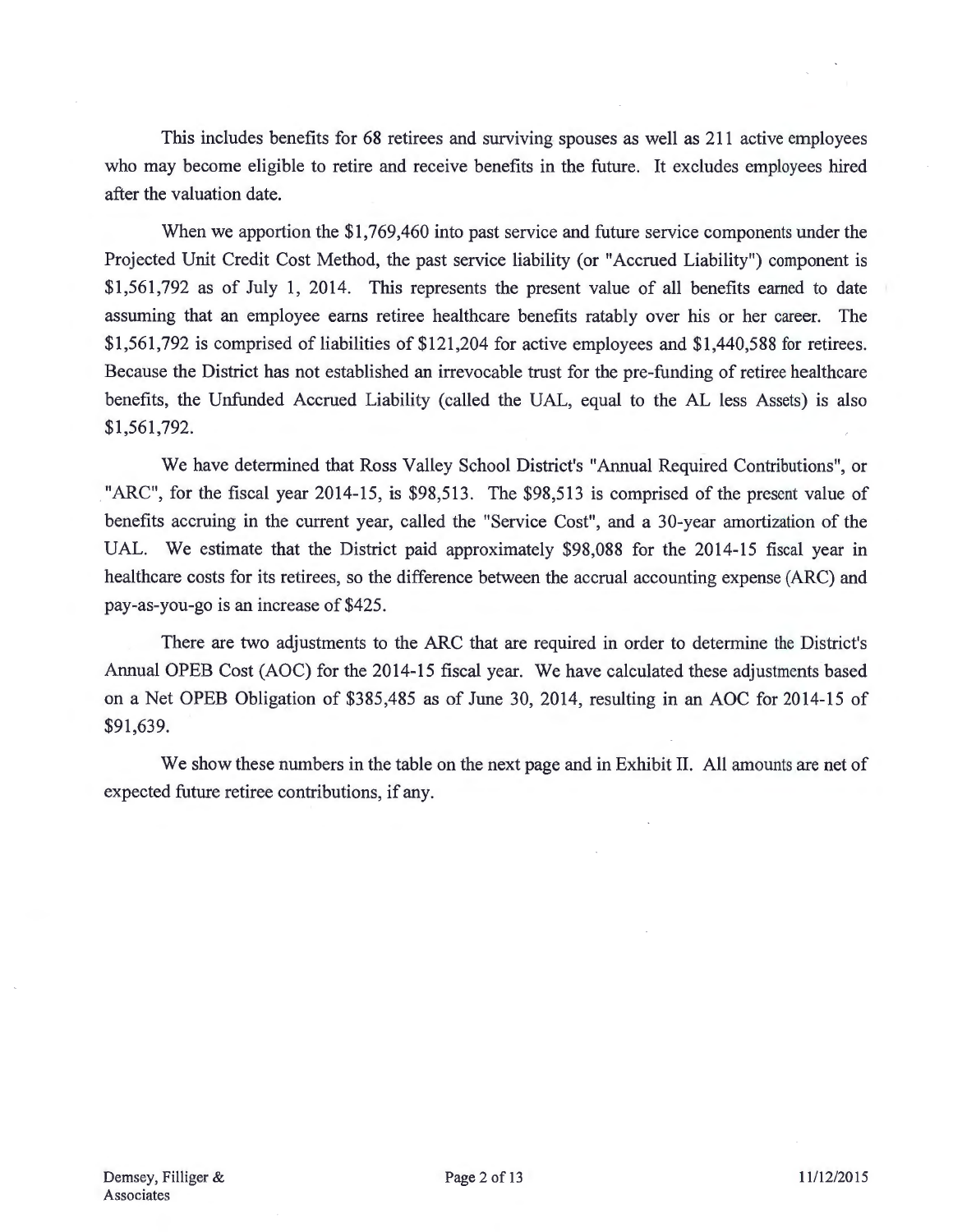This includes benefits for 68 retirees and surviving spouses as well as 211 active employees who may become eligible to retire and receive benefits in the future. It excludes employees hired after the valuation date.

When we apportion the $1,769,460 into past service and future service components under the Projected Unit Credit Cost Method, the past service liability (or "Accrued Liability") component is $1,561,792 as of July 1, 2014. This represents the present value of all benefits earned to date assuming that an employee earns retiree healthcare benefits ratably over his or her career. The $1,561,792 is comprised of liabilities of $121,204 for active employees and $1,440,588 for retirees. Because the District has not established an irrevocable trust for the pre-funding of retiree healthcare benefits, the Unfunded Accrued Liability (called the UAL, equal to the AL less Assets) is also $1,561,792.

We have determined that Ross Valley School District's "Annual Required Contributions", or "ARC", for the fiscal year 2014-15, is $98,513. The $98,513 is comprised of the present value of benefits accruing in the current year, called the "Service Cost", and a 30-year amortization of the UAL. We estimate that the District paid approximately $98,088 for the 2014-15 fiscal year in healthcare costs for its retirees, so the difference between the accrual accounting expense (ARC) and pay-as-you-go is an increase of $425.

There are two adjustments to the ARC that are required in order to determine the District's Annual OPEB Cost (AOC) for the 2014-15 fiscal year. We have calculated these adjustments based on a Net OPEB Obligation of $385,485 as of June 30, 2014, resulting in an AOC for 2014-15 of $91,639.

We show these numbers in the table on the next page and in Exhibit II. All amounts are net of expected future retiree contributions, if any.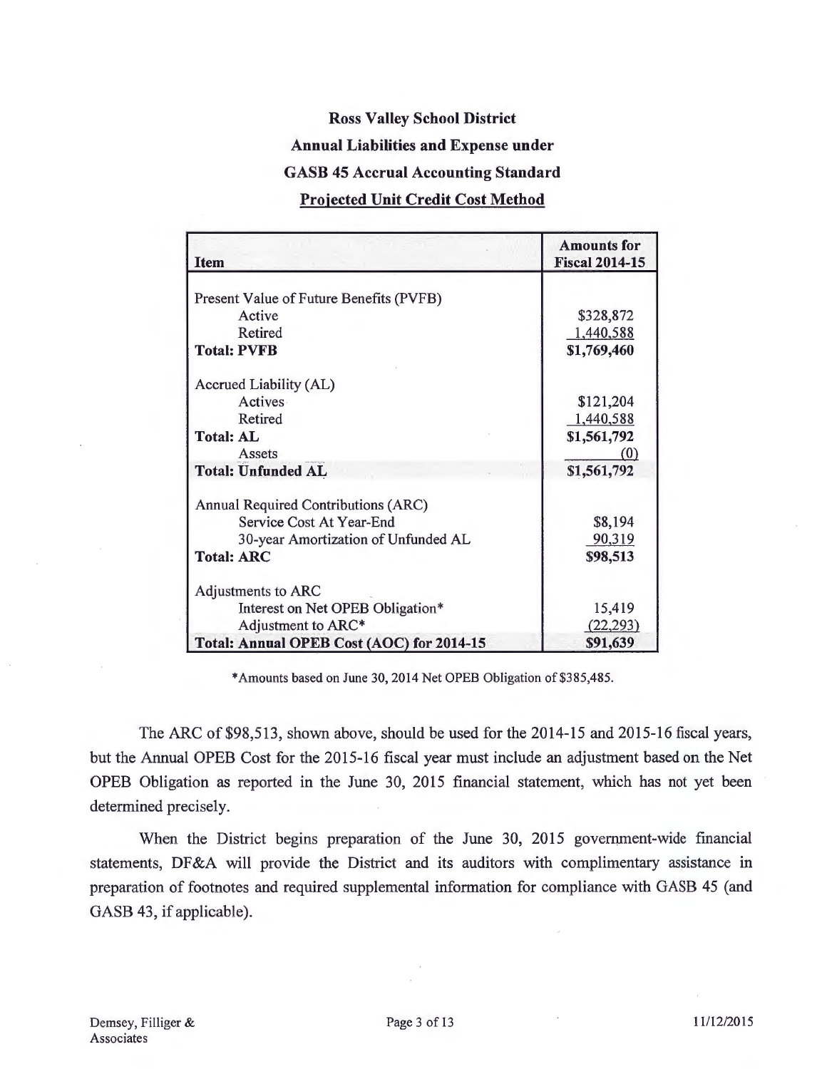**Ross Valley School District**

**Annual Liabilities and Expense under**

**GASB 45 Accrual Accounting Standard**

**Projected Unit Credit Cost Method**

| Item | Amounts for Fiscal 2014-15 |
|---|---|
| Present Value of Future Benefits (PVFB) | |
| Active | $328,872 |
| Retired | 1,440,588 |
| **Total: PVFB** | **$1,769,460** |
| Accrued Liability (AL) | |
| Actives | $121,204 |
| Retired | 1,440,588 |
| **Total: AL** | **$1,561,792** |
| Assets | (0) |
| **Total: Unfunded AL** | **$1,561,792** |
| Annual Required Contributions (ARC) | |
| Service Cost At Year-End | $8,194 |
| 30-year Amortization of Unfunded AL | 90,319 |
| **Total: ARC** | **$98,513** |
| Adjustments to ARC | |
| Interest on Net OPEB Obligation* | 15,419 |
| Adjustment to ARC* | (22,293) |
| **Total: Annual OPEB Cost (AOC) for 2014-15** | **$91,639** |

*Amounts based on June 30, 2014 Net OPEB Obligation of $385,485.

The ARC of $98,513, shown above, should be used for the 2014-15 and 2015-16 fiscal years, but the Annual OPEB Cost for the 2015-16 fiscal year must include an adjustment based on the Net OPEB Obligation as reported in the June 30, 2015 financial statement, which has not yet been determined precisely.

When the District begins preparation of the June 30, 2015 government-wide financial statements, DF&A will provide the District and its auditors with complimentary assistance in preparation of footnotes and required supplemental information for compliance with GASB 45 (and GASB 43, if applicable).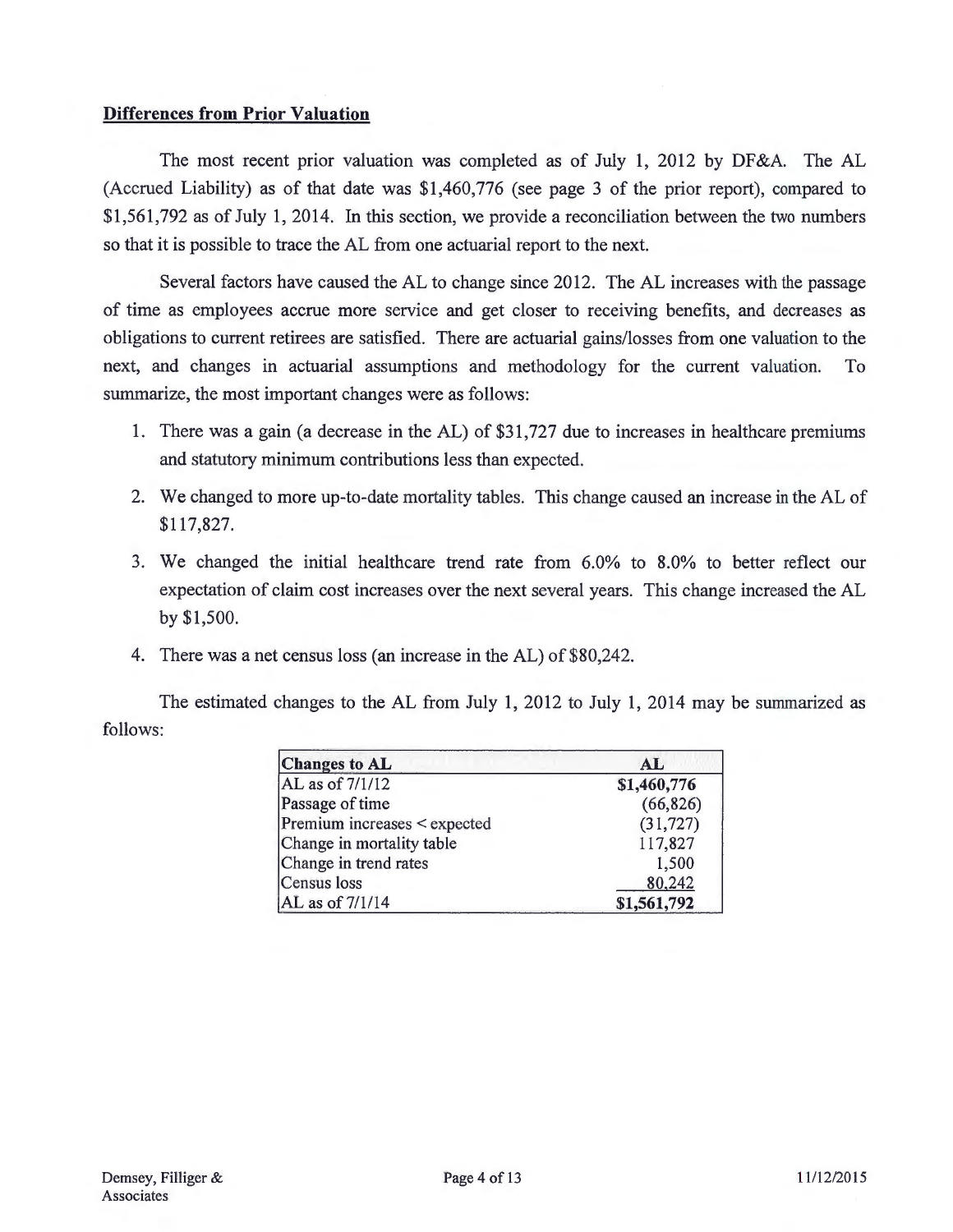## Differences from Prior Valuation

The most recent prior valuation was completed as of July 1, 2012 by DF&A. The AL (Accrued Liability) as of that date was $1,460,776 (see page 3 of the prior report), compared to $1,561,792 as of July 1, 2014. In this section, we provide a reconciliation between the two numbers so that it is possible to trace the AL from one actuarial report to the next.

Several factors have caused the AL to change since 2012. The AL increases with the passage of time as employees accrue more service and get closer to receiving benefits, and decreases as obligations to current retirees are satisfied. There are actuarial gains/losses from one valuation to the next, and changes in actuarial assumptions and methodology for the current valuation. To summarize, the most important changes were as follows:

1. There was a gain (a decrease in the AL) of $31,727 due to increases in healthcare premiums and statutory minimum contributions less than expected.
2. We changed to more up-to-date mortality tables. This change caused an increase in the AL of $117,827.
3. We changed the initial healthcare trend rate from 6.0% to 8.0% to better reflect our expectation of claim cost increases over the next several years. This change increased the AL by $1,500.
4. There was a net census loss (an increase in the AL) of $80,242.

The estimated changes to the AL from July 1, 2012 to July 1, 2014 may be summarized as follows:

| Changes to AL | AL |
|---|---|
| AL as of 7/1/12 | **$1,460,776** |
| Passage of time | (66,826) |
| Premium increases < expected | (31,727) |
| Change in mortality table | 117,827 |
| Change in trend rates | 1,500 |
| Census loss | 80,242 |
| AL as of 7/1/14 | **$1,561,792** |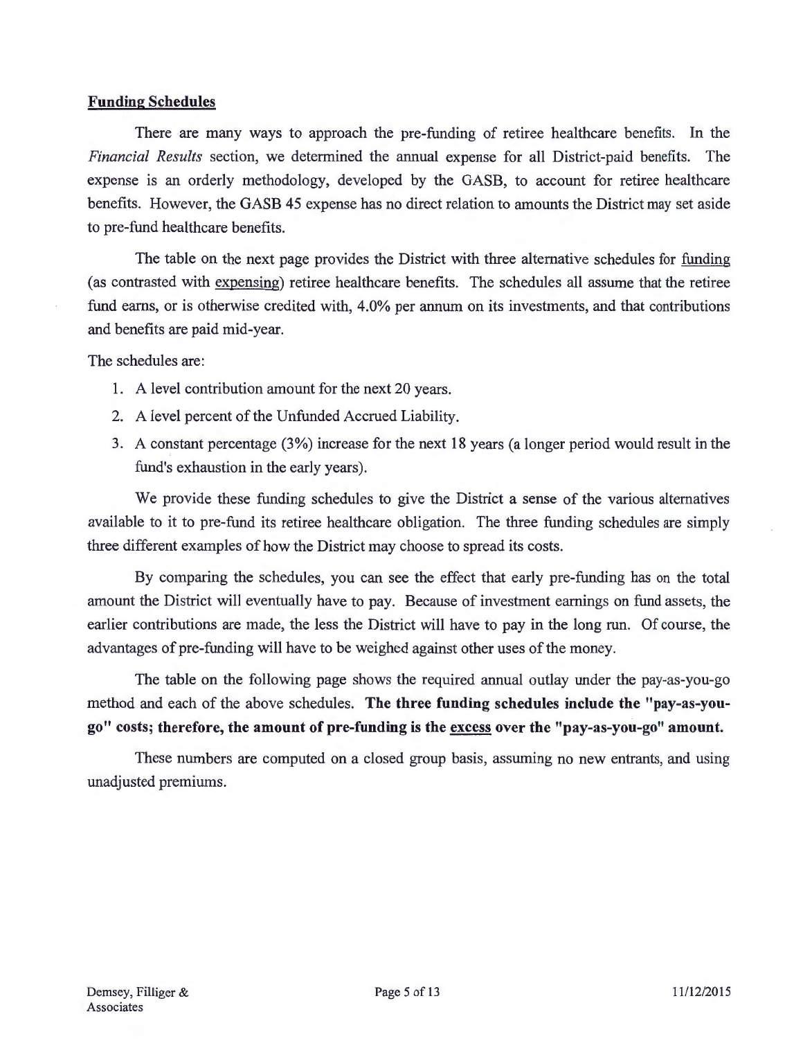## Funding Schedules

There are many ways to approach the pre-funding of retiree healthcare benefits. In the *Financial Results* section, we determined the annual expense for all District-paid benefits. The expense is an orderly methodology, developed by the GASB, to account for retiree healthcare benefits. However, the GASB 45 expense has no direct relation to amounts the District may set aside to pre-fund healthcare benefits.

The table on the next page provides the District with three alternative schedules for funding (as contrasted with expensing) retiree healthcare benefits. The schedules all assume that the retiree fund earns, or is otherwise credited with, 4.0% per annum on its investments, and that contributions and benefits are paid mid-year.

The schedules are:

1. A level contribution amount for the next 20 years.
2. A level percent of the Unfunded Accrued Liability.
3. A constant percentage (3%) increase for the next 18 years (a longer period would result in the fund's exhaustion in the early years).

We provide these funding schedules to give the District a sense of the various alternatives available to it to pre-fund its retiree healthcare obligation. The three funding schedules are simply three different examples of how the District may choose to spread its costs.

By comparing the schedules, you can see the effect that early pre-funding has on the total amount the District will eventually have to pay. Because of investment earnings on fund assets, the earlier contributions are made, the less the District will have to pay in the long run. Of course, the advantages of pre-funding will have to be weighed against other uses of the money.

The table on the following page shows the required annual outlay under the pay-as-you-go method and each of the above schedules. **The three funding schedules include the "pay-as-you-go" costs; therefore, the amount of pre-funding is the excess over the "pay-as-you-go" amount.**

These numbers are computed on a closed group basis, assuming no new entrants, and using unadjusted premiums.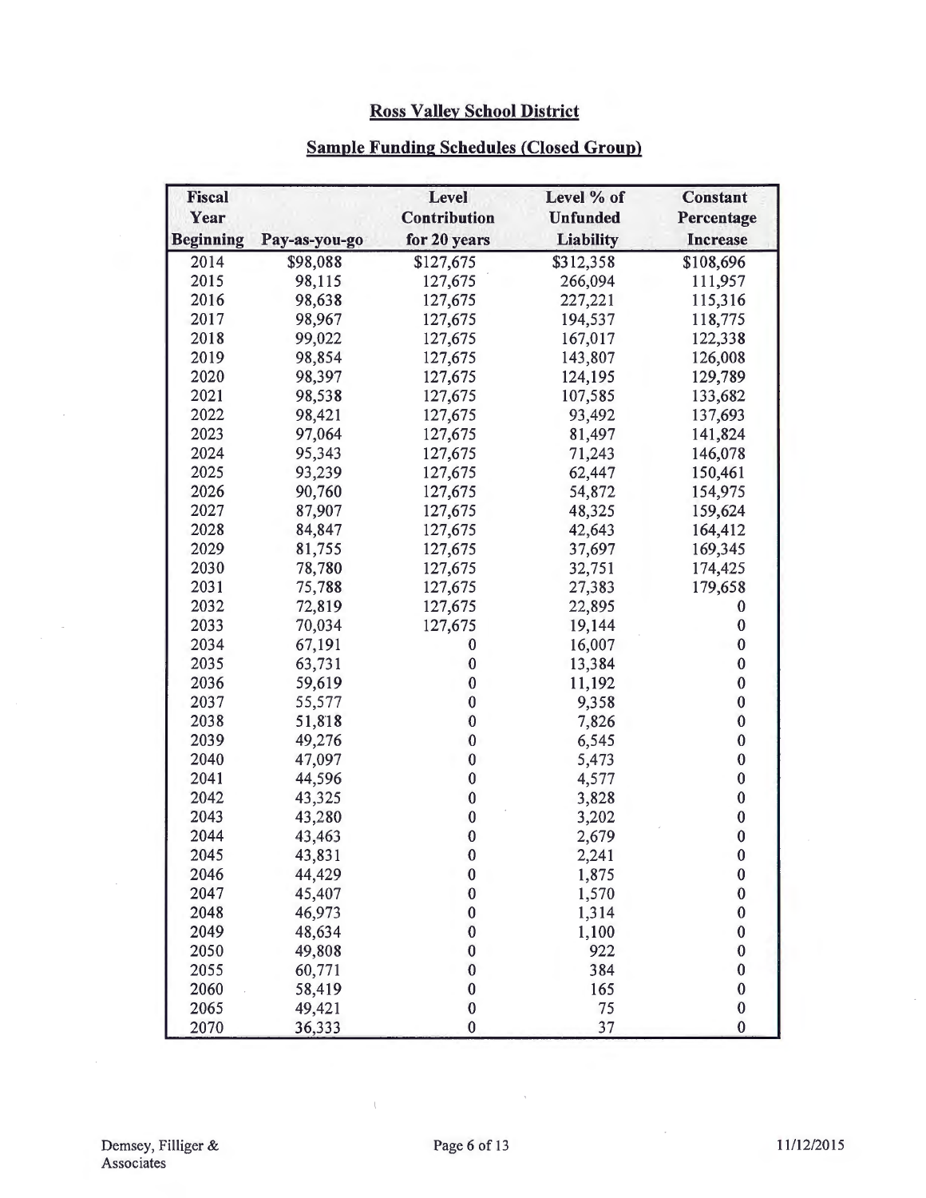## Ross Valley School District

## Sample Funding Schedules (Closed Group)

| Fiscal Year Beginning | Pay-as-you-go | Level Contribution for 20 years | Level % of Unfunded Liability | Constant Percentage Increase |
|---|---|---|---|---|
| 2014 | $98,088 | $127,675 | $312,358 | $108,696 |
| 2015 | 98,115 | 127,675 | 266,094 | 111,957 |
| 2016 | 98,638 | 127,675 | 227,221 | 115,316 |
| 2017 | 98,967 | 127,675 | 194,537 | 118,775 |
| 2018 | 99,022 | 127,675 | 167,017 | 122,338 |
| 2019 | 98,854 | 127,675 | 143,807 | 126,008 |
| 2020 | 98,397 | 127,675 | 124,195 | 129,789 |
| 2021 | 98,538 | 127,675 | 107,585 | 133,682 |
| 2022 | 98,421 | 127,675 | 93,492 | 137,693 |
| 2023 | 97,064 | 127,675 | 81,497 | 141,824 |
| 2024 | 95,343 | 127,675 | 71,243 | 146,078 |
| 2025 | 93,239 | 127,675 | 62,447 | 150,461 |
| 2026 | 90,760 | 127,675 | 54,872 | 154,975 |
| 2027 | 87,907 | 127,675 | 48,325 | 159,624 |
| 2028 | 84,847 | 127,675 | 42,643 | 164,412 |
| 2029 | 81,755 | 127,675 | 37,697 | 169,345 |
| 2030 | 78,780 | 127,675 | 32,751 | 174,425 |
| 2031 | 75,788 | 127,675 | 27,383 | 179,658 |
| 2032 | 72,819 | 127,675 | 22,895 | 0 |
| 2033 | 70,034 | 127,675 | 19,144 | 0 |
| 2034 | 67,191 | 0 | 16,007 | 0 |
| 2035 | 63,731 | 0 | 13,384 | 0 |
| 2036 | 59,619 | 0 | 11,192 | 0 |
| 2037 | 55,577 | 0 | 9,358 | 0 |
| 2038 | 51,818 | 0 | 7,826 | 0 |
| 2039 | 49,276 | 0 | 6,545 | 0 |
| 2040 | 47,097 | 0 | 5,473 | 0 |
| 2041 | 44,596 | 0 | 4,577 | 0 |
| 2042 | 43,325 | 0 | 3,828 | 0 |
| 2043 | 43,280 | 0 | 3,202 | 0 |
| 2044 | 43,463 | 0 | 2,679 | 0 |
| 2045 | 43,831 | 0 | 2,241 | 0 |
| 2046 | 44,429 | 0 | 1,875 | 0 |
| 2047 | 45,407 | 0 | 1,570 | 0 |
| 2048 | 46,973 | 0 | 1,314 | 0 |
| 2049 | 48,634 | 0 | 1,100 | 0 |
| 2050 | 49,808 | 0 | 922 | 0 |
| 2055 | 60,771 | 0 | 384 | 0 |
| 2060 | 58,419 | 0 | 165 | 0 |
| 2065 | 49,421 | 0 | 75 | 0 |
| 2070 | 36,333 | 0 | 37 | 0 |

Demsey, Filliger & Associates

11/12/2015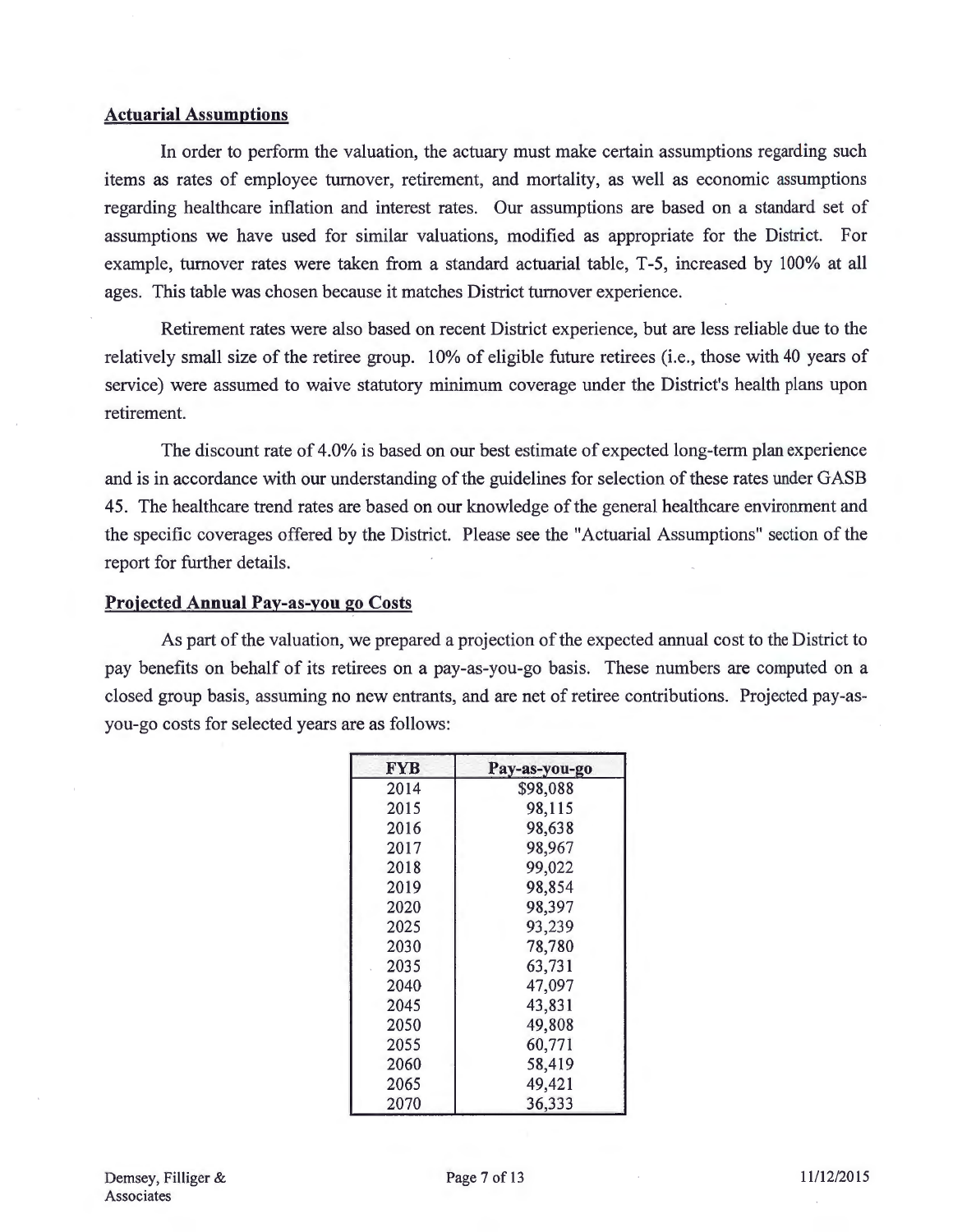## Actuarial Assumptions

In order to perform the valuation, the actuary must make certain assumptions regarding such items as rates of employee turnover, retirement, and mortality, as well as economic assumptions regarding healthcare inflation and interest rates. Our assumptions are based on a standard set of assumptions we have used for similar valuations, modified as appropriate for the District. For example, turnover rates were taken from a standard actuarial table, T-5, increased by 100% at all ages. This table was chosen because it matches District turnover experience.

Retirement rates were also based on recent District experience, but are less reliable due to the relatively small size of the retiree group. 10% of eligible future retirees (i.e., those with 40 years of service) were assumed to waive statutory minimum coverage under the District's health plans upon retirement.

The discount rate of 4.0% is based on our best estimate of expected long-term plan experience and is in accordance with our understanding of the guidelines for selection of these rates under GASB 45. The healthcare trend rates are based on our knowledge of the general healthcare environment and the specific coverages offered by the District. Please see the "Actuarial Assumptions" section of the report for further details.

## Projected Annual Pay-as-you go Costs

As part of the valuation, we prepared a projection of the expected annual cost to the District to pay benefits on behalf of its retirees on a pay-as-you-go basis. These numbers are computed on a closed group basis, assuming no new entrants, and are net of retiree contributions. Projected pay-as-you-go costs for selected years are as follows:

| FYB | Pay-as-you-go |
|---|---|
| 2014 | $98,088 |
| 2015 | 98,115 |
| 2016 | 98,638 |
| 2017 | 98,967 |
| 2018 | 99,022 |
| 2019 | 98,854 |
| 2020 | 98,397 |
| 2025 | 93,239 |
| 2030 | 78,780 |
| 2035 | 63,731 |
| 2040 | 47,097 |
| 2045 | 43,831 |
| 2050 | 49,808 |
| 2055 | 60,771 |
| 2060 | 58,419 |
| 2065 | 49,421 |
| 2070 | 36,333 |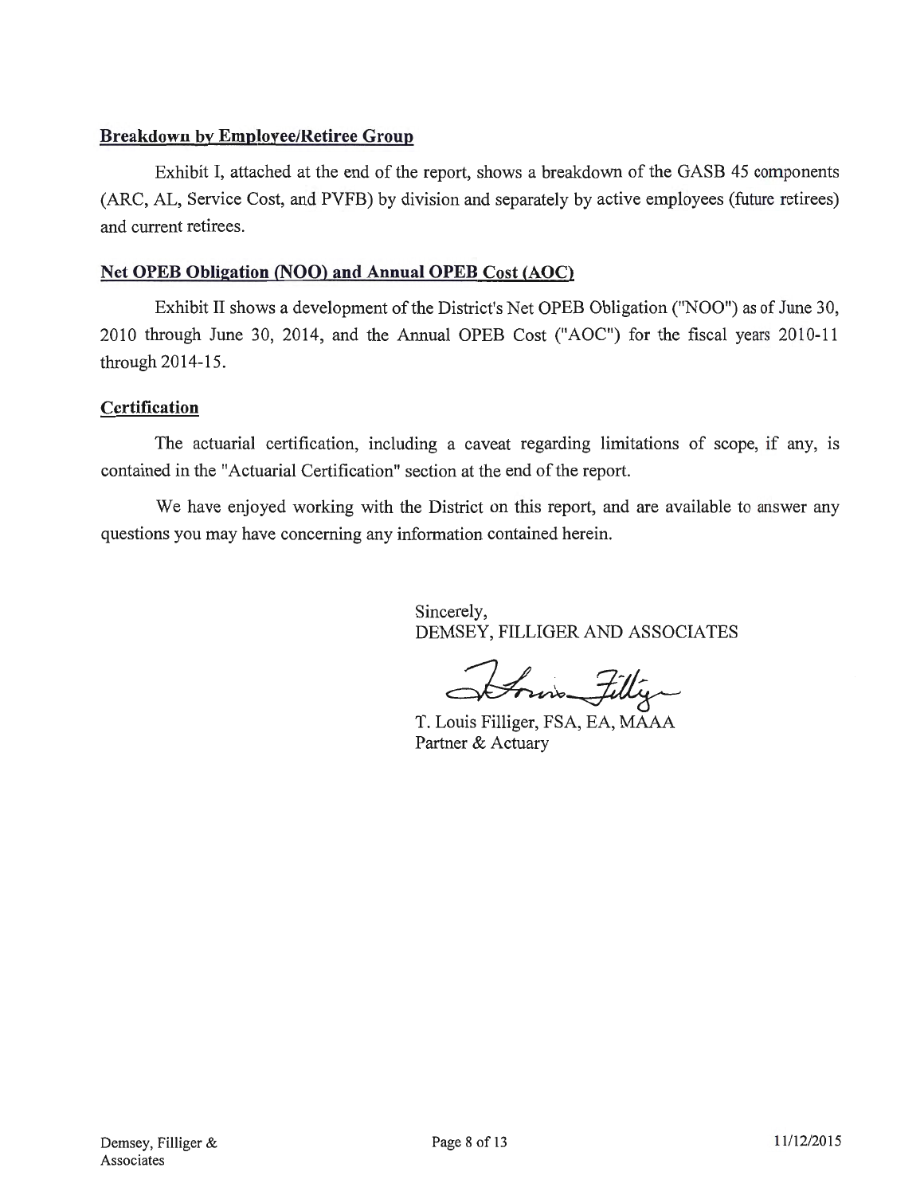### Breakdown by Employee/Retiree Group

Exhibit I, attached at the end of the report, shows a breakdown of the GASB 45 components (ARC, AL, Service Cost, and PVFB) by division and separately by active employees (future retirees) and current retirees.

### Net OPEB Obligation (NOO) and Annual OPEB Cost (AOC)

Exhibit II shows a development of the District's Net OPEB Obligation ("NOO") as of June 30, 2010 through June 30, 2014, and the Annual OPEB Cost ("AOC") for the fiscal years 2010-11 through 2014-15.

### Certification

The actuarial certification, including a caveat regarding limitations of scope, if any, is contained in the "Actuarial Certification" section at the end of the report.

We have enjoyed working with the District on this report, and are available to answer any questions you may have concerning any information contained herein.

Sincerely,
DEMSEY, FILLIGER AND ASSOCIATES

T. Louis Filliger, FSA, EA, MAAA
Partner & Actuary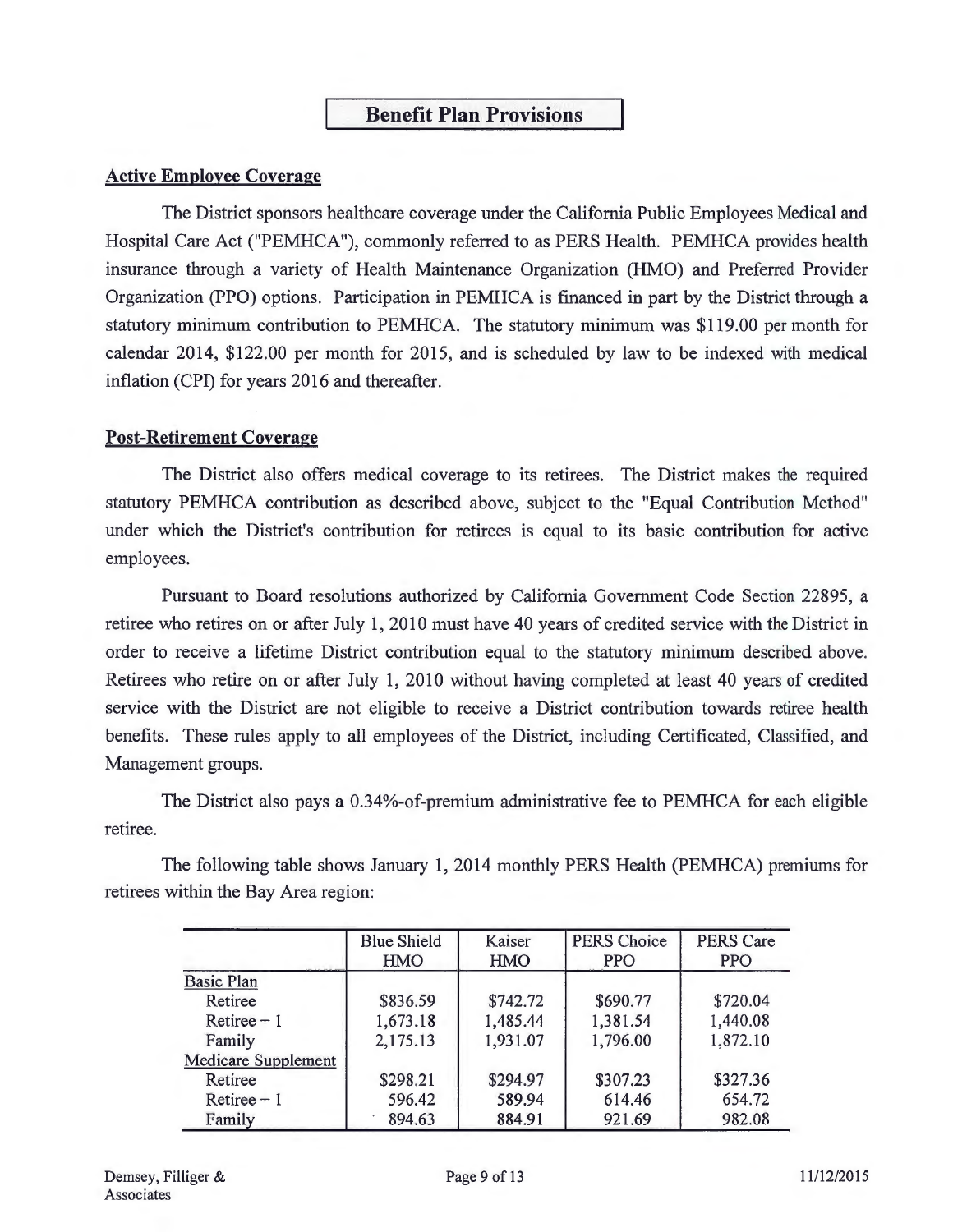## Benefit Plan Provisions

### Active Employee Coverage

The District sponsors healthcare coverage under the California Public Employees Medical and Hospital Care Act ("PEMHCA"), commonly referred to as PERS Health. PEMHCA provides health insurance through a variety of Health Maintenance Organization (HMO) and Preferred Provider Organization (PPO) options. Participation in PEMHCA is financed in part by the District through a statutory minimum contribution to PEMHCA. The statutory minimum was $119.00 per month for calendar 2014, $122.00 per month for 2015, and is scheduled by law to be indexed with medical inflation (CPI) for years 2016 and thereafter.

### Post-Retirement Coverage

The District also offers medical coverage to its retirees. The District makes the required statutory PEMHCA contribution as described above, subject to the "Equal Contribution Method" under which the District's contribution for retirees is equal to its basic contribution for active employees.

Pursuant to Board resolutions authorized by California Government Code Section 22895, a retiree who retires on or after July 1, 2010 must have 40 years of credited service with the District in order to receive a lifetime District contribution equal to the statutory minimum described above. Retirees who retire on or after July 1, 2010 without having completed at least 40 years of credited service with the District are not eligible to receive a District contribution towards retiree health benefits. These rules apply to all employees of the District, including Certificated, Classified, and Management groups.

The District also pays a 0.34%-of-premium administrative fee to PEMHCA for each eligible retiree.

The following table shows January 1, 2014 monthly PERS Health (PEMHCA) premiums for retirees within the Bay Area region:

| | Blue Shield HMO | Kaiser HMO | PERS Choice PPO | PERS Care PPO |
|---|---|---|---|---|
| Basic Plan | | | | |
| Retiree | $836.59 | $742.72 | $690.77 | $720.04 |
| Retiree + 1 | 1,673.18 | 1,485.44 | 1,381.54 | 1,440.08 |
| Family | 2,175.13 | 1,931.07 | 1,796.00 | 1,872.10 |
| Medicare Supplement | | | | |
| Retiree | $298.21 | $294.97 | $307.23 | $327.36 |
| Retiree + 1 | 596.42 | 589.94 | 614.46 | 654.72 |
| Family | 894.63 | 884.91 | 921.69 | 982.08 |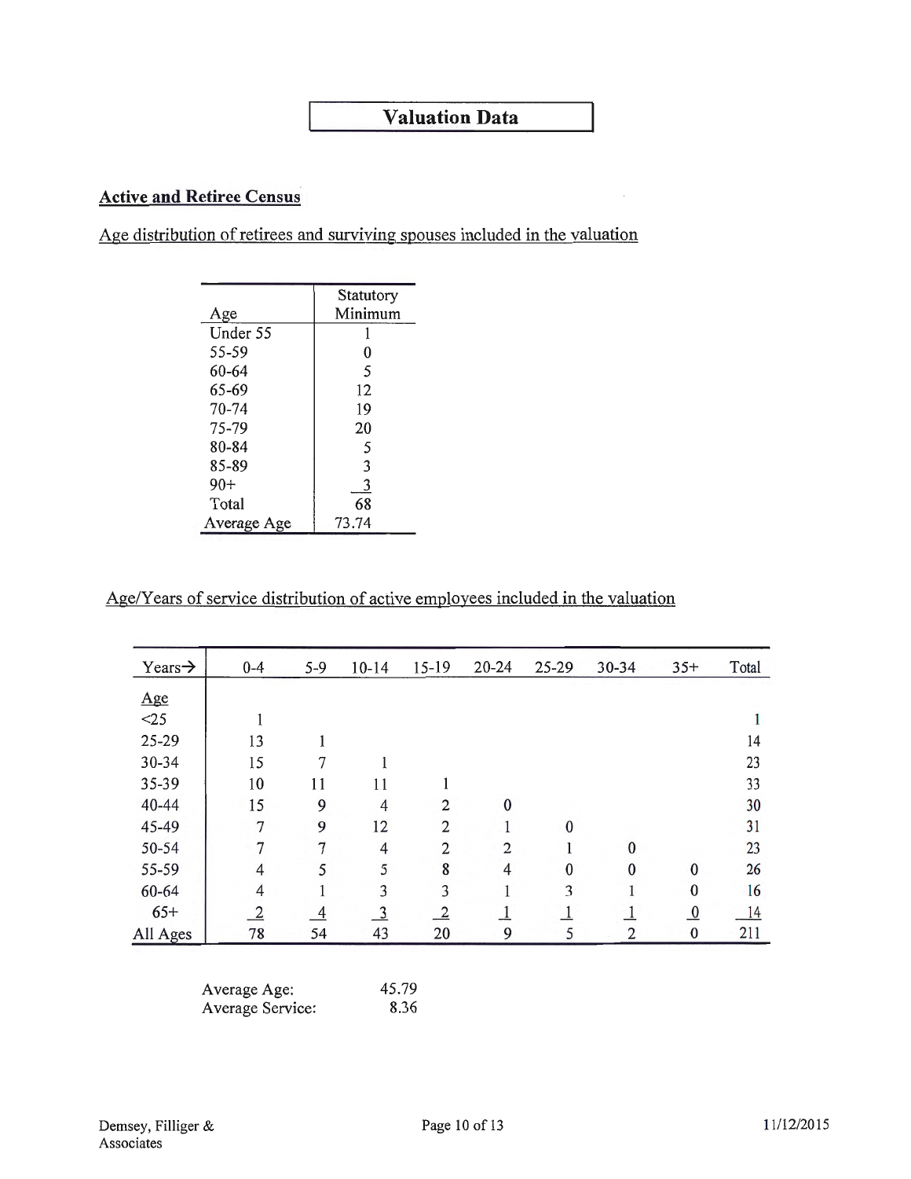# Valuation Data

## Active and Retiree Census

Age distribution of retirees and surviving spouses included in the valuation

| Age | Statutory Minimum |
|---|---|
| Under 55 | 1 |
| 55-59 | 0 |
| 60-64 | 5 |
| 65-69 | 12 |
| 70-74 | 19 |
| 75-79 | 20 |
| 80-84 | 5 |
| 85-89 | 3 |
| 90+ | 3 |
| Total | 68 |
| Average Age | 73.74 |

Age/Years of service distribution of active employees included in the valuation

| Years→ | 0-4 | 5-9 | 10-14 | 15-19 | 20-24 | 25-29 | 30-34 | 35+ | Total |
|---|---|---|---|---|---|---|---|---|---|
| Age | | | | | | | | | |
| <25 | 1 | | | | | | | | 1 |
| 25-29 | 13 | 1 | | | | | | | 14 |
| 30-34 | 15 | 7 | 1 | | | | | | 23 |
| 35-39 | 10 | 11 | 11 | 1 | | | | | 33 |
| 40-44 | 15 | 9 | 4 | 2 | 0 | | | | 30 |
| 45-49 | 7 | 9 | 12 | 2 | 1 | 0 | | | 31 |
| 50-54 | 7 | 7 | 4 | 2 | 2 | 1 | 0 | | 23 |
| 55-59 | 4 | 5 | 5 | 8 | 4 | 0 | 0 | 0 | 26 |
| 60-64 | 4 | 1 | 3 | 3 | 1 | 3 | 1 | 0 | 16 |
| 65+ | 2 | 4 | 3 | 2 | 1 | 1 | 1 | 0 | 14 |
| All Ages | 78 | 54 | 43 | 20 | 9 | 5 | 2 | 0 | 211 |

Average Age: 45.79
Average Service: 8.36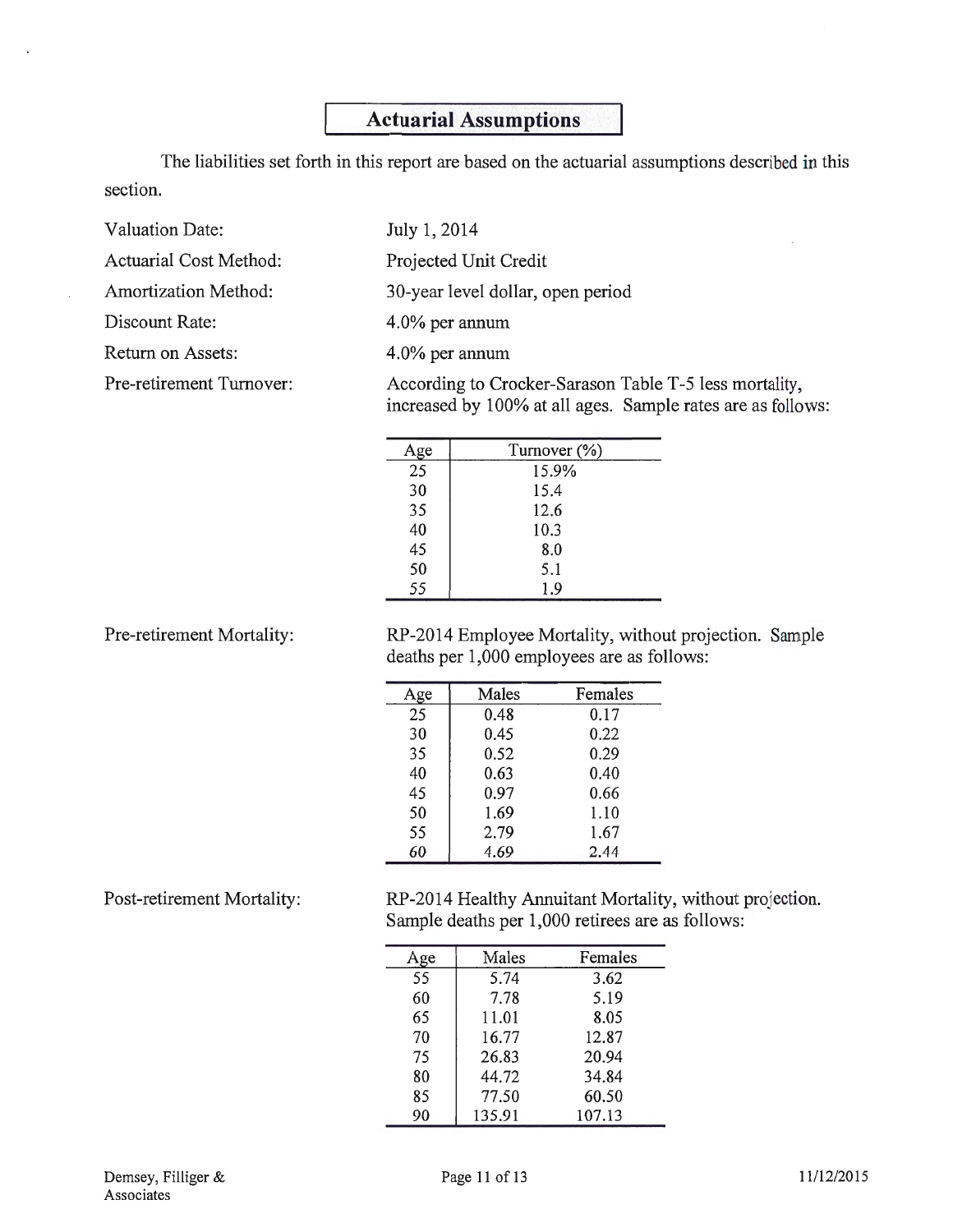## Actuarial Assumptions

The liabilities set forth in this report are based on the actuarial assumptions described in this section.

Valuation Date: July 1, 2014

Actuarial Cost Method: Projected Unit Credit

Amortization Method: 30-year level dollar, open period

Discount Rate: 4.0% per annum

Return on Assets: 4.0% per annum

Pre-retirement Turnover: According to Crocker-Sarason Table T-5 less mortality, increased by 100% at all ages. Sample rates are as follows:

| Age | Turnover (%) |
|---|---|
| 25 | 15.9% |
| 30 | 15.4 |
| 35 | 12.6 |
| 40 | 10.3 |
| 45 | 8.0 |
| 50 | 5.1 |
| 55 | 1.9 |

Pre-retirement Mortality: RP-2014 Employee Mortality, without projection. Sample deaths per 1,000 employees are as follows:

| Age | Males | Females |
|---|---|---|
| 25 | 0.48 | 0.17 |
| 30 | 0.45 | 0.22 |
| 35 | 0.52 | 0.29 |
| 40 | 0.63 | 0.40 |
| 45 | 0.97 | 0.66 |
| 50 | 1.69 | 1.10 |
| 55 | 2.79 | 1.67 |
| 60 | 4.69 | 2.44 |

Post-retirement Mortality: RP-2014 Healthy Annuitant Mortality, without projection. Sample deaths per 1,000 retirees are as follows:

| Age | Males | Females |
|---|---|---|
| 55 | 5.74 | 3.62 |
| 60 | 7.78 | 5.19 |
| 65 | 11.01 | 8.05 |
| 70 | 16.77 | 12.87 |
| 75 | 26.83 | 20.94 |
| 80 | 44.72 | 34.84 |
| 85 | 77.50 | 60.50 |
| 90 | 135.91 | 107.13 |

Demsey, Filliger & Associates

11/12/2015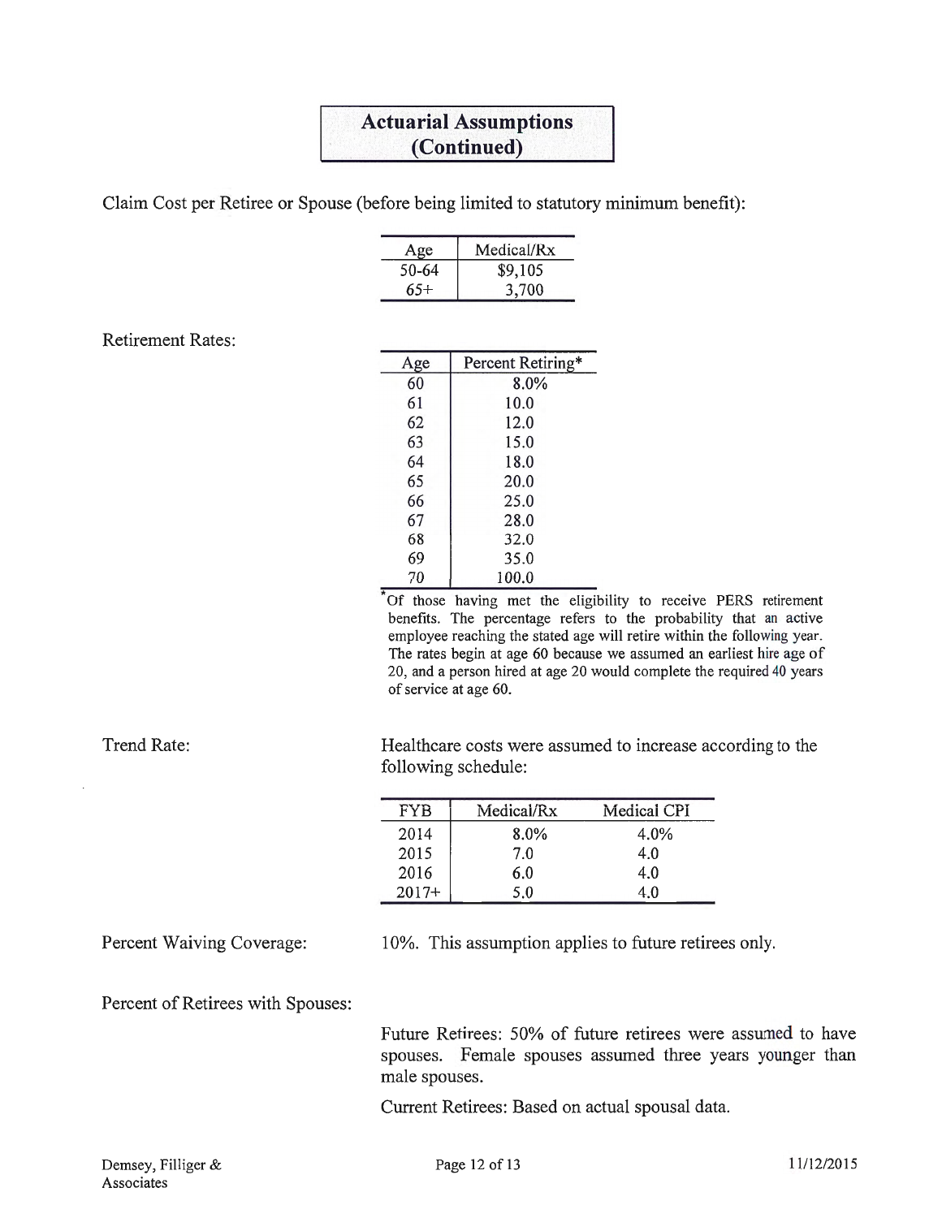## Actuarial Assumptions (Continued)

Claim Cost per Retiree or Spouse (before being limited to statutory minimum benefit):

| Age | Medical/Rx |
|---|---|
| 50-64 | $9,105 |
| 65+ | 3,700 |

Retirement Rates:

| Age | Percent Retiring* |
|---|---|
| 60 | 8.0% |
| 61 | 10.0 |
| 62 | 12.0 |
| 63 | 15.0 |
| 64 | 18.0 |
| 65 | 20.0 |
| 66 | 25.0 |
| 67 | 28.0 |
| 68 | 32.0 |
| 69 | 35.0 |
| 70 | 100.0 |

*Of those having met the eligibility to receive PERS retirement benefits. The percentage refers to the probability that an active employee reaching the stated age will retire within the following year. The rates begin at age 60 because we assumed an earliest hire age of 20, and a person hired at age 20 would complete the required 40 years of service at age 60.

Trend Rate:

Healthcare costs were assumed to increase according to the following schedule:

| FYB | Medical/Rx | Medical CPI |
|---|---|---|
| 2014 | 8.0% | 4.0% |
| 2015 | 7.0 | 4.0 |
| 2016 | 6.0 | 4.0 |
| 2017+ | 5.0 | 4.0 |

Percent Waiving Coverage: 10%. This assumption applies to future retirees only.

Percent of Retirees with Spouses:

Future Retirees: 50% of future retirees were assumed to have spouses. Female spouses assumed three years younger than male spouses.

Current Retirees: Based on actual spousal data.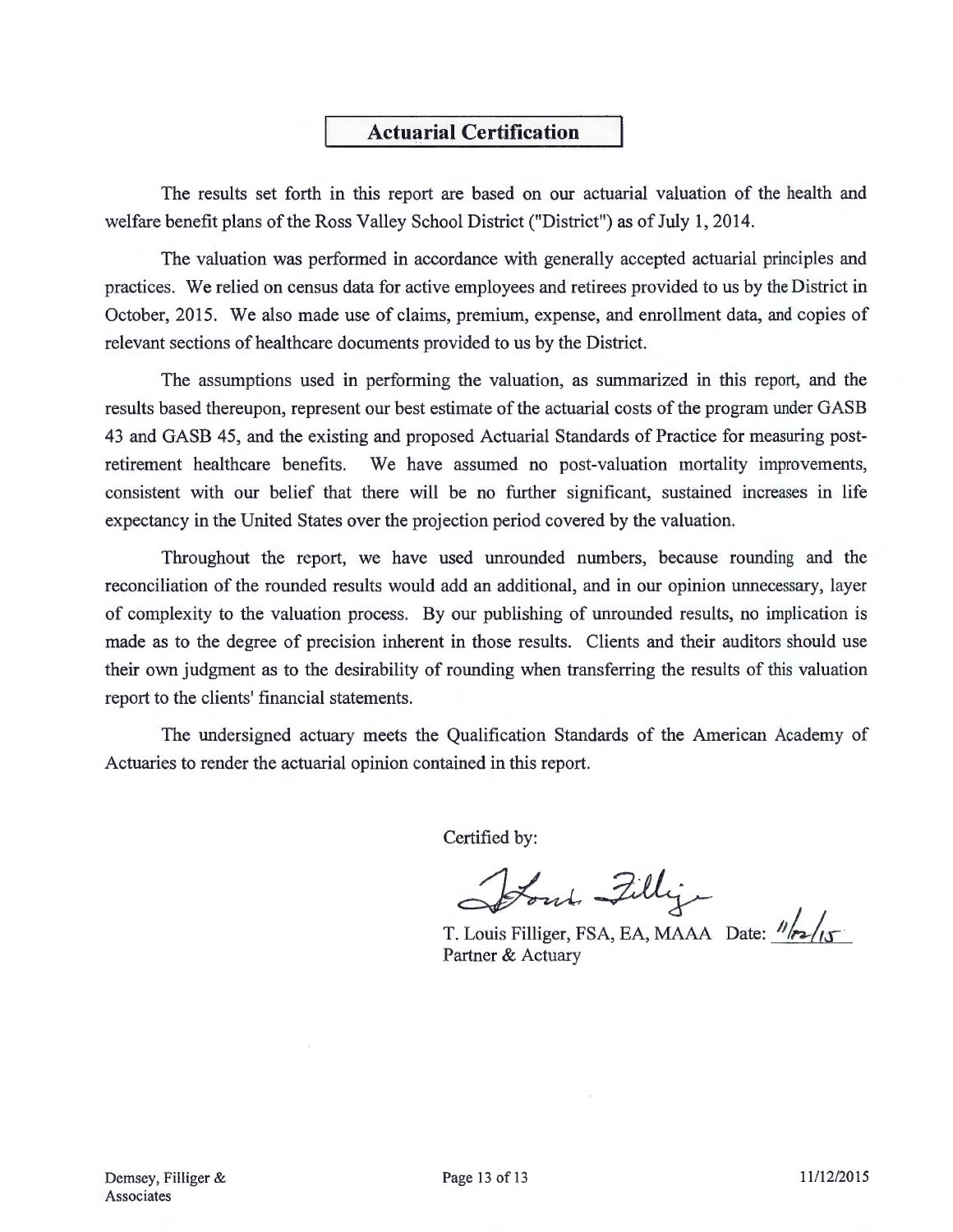## Actuarial Certification

The results set forth in this report are based on our actuarial valuation of the health and welfare benefit plans of the Ross Valley School District ("District") as of July 1, 2014.

The valuation was performed in accordance with generally accepted actuarial principles and practices. We relied on census data for active employees and retirees provided to us by the District in October, 2015. We also made use of claims, premium, expense, and enrollment data, and copies of relevant sections of healthcare documents provided to us by the District.

The assumptions used in performing the valuation, as summarized in this report, and the results based thereupon, represent our best estimate of the actuarial costs of the program under GASB 43 and GASB 45, and the existing and proposed Actuarial Standards of Practice for measuring post-retirement healthcare benefits. We have assumed no post-valuation mortality improvements, consistent with our belief that there will be no further significant, sustained increases in life expectancy in the United States over the projection period covered by the valuation.

Throughout the report, we have used unrounded numbers, because rounding and the reconciliation of the rounded results would add an additional, and in our opinion unnecessary, layer of complexity to the valuation process. By our publishing of unrounded results, no implication is made as to the degree of precision inherent in those results. Clients and their auditors should use their own judgment as to the desirability of rounding when transferring the results of this valuation report to the clients' financial statements.

The undersigned actuary meets the Qualification Standards of the American Academy of Actuaries to render the actuarial opinion contained in this report.

Certified by:

T. Louis Filliger, FSA, EA, MAAA Date: 11/12/15
Partner & Actuary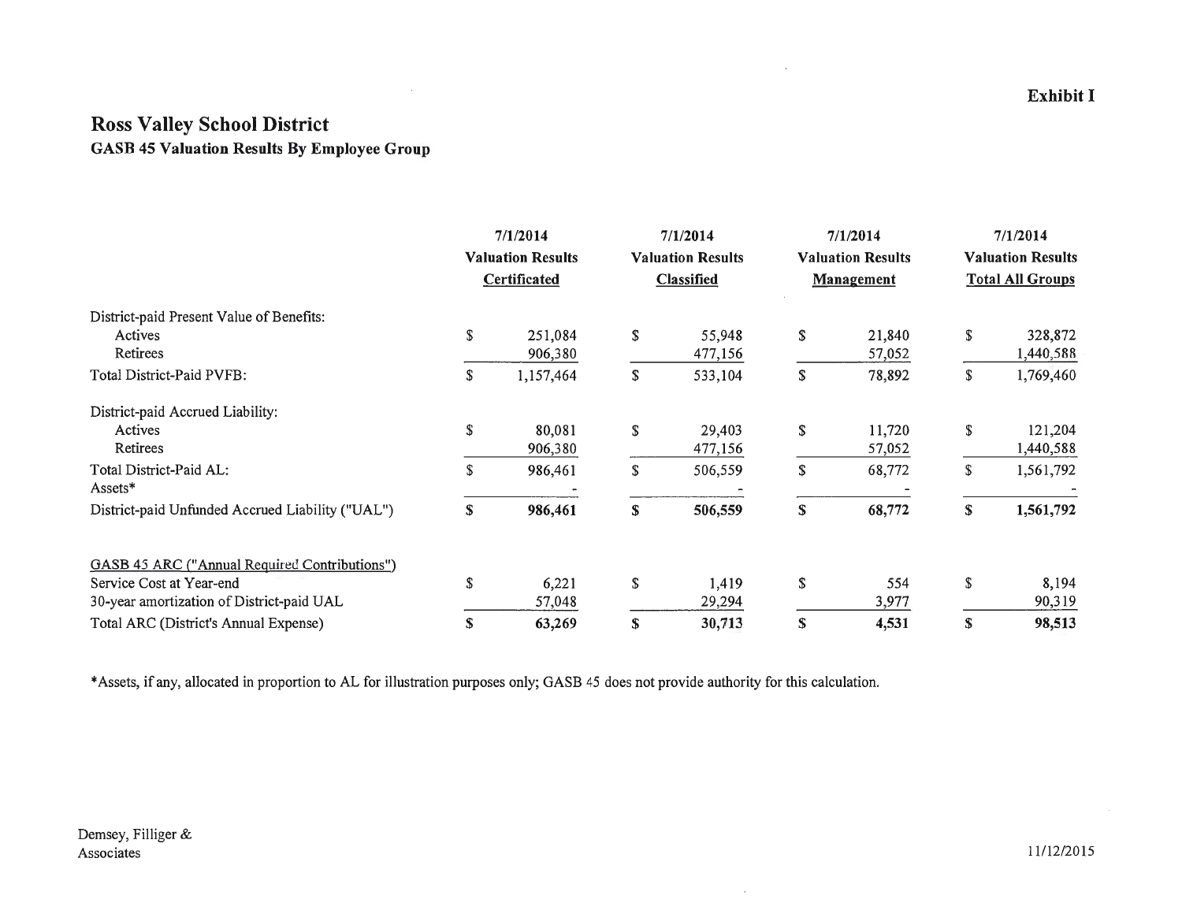Exhibit I

# Ross Valley School District

## GASB 45 Valuation Results By Employee Group

| | 7/1/2014 Valuation Results Certificated | 7/1/2014 Valuation Results Classified | 7/1/2014 Valuation Results Management | 7/1/2014 Valuation Results Total All Groups |
|---|---|---|---|---|
| District-paid Present Value of Benefits: | | | | |
| Actives | $ 251,084 | $ 55,948 | $ 21,840 | $ 328,872 |
| Retirees | 906,380 | 477,156 | 57,052 | 1,440,588 |
| Total District-Paid PVFB: | $ 1,157,464 | $ 533,104 | $ 78,892 | $ 1,769,460 |
| District-paid Accrued Liability: | | | | |
| Actives | $ 80,081 | $ 29,403 | $ 11,720 | $ 121,204 |
| Retirees | 906,380 | 477,156 | 57,052 | 1,440,588 |
| Total District-Paid AL: | $ 986,461 | $ 506,559 | $ 68,772 | $ 1,561,792 |
| Assets* | - | - | - | - |
| District-paid Unfunded Accrued Liability ("UAL") | **$ 986,461** | **$ 506,559** | **$ 68,772** | **$ 1,561,792** |
| GASB 45 ARC ("Annual Required Contributions") | | | | |
| Service Cost at Year-end | $ 6,221 | $ 1,419 | $ 554 | $ 8,194 |
| 30-year amortization of District-paid UAL | 57,048 | 29,294 | 3,977 | 90,319 |
| Total ARC (District's Annual Expense) | **$ 63,269** | **$ 30,713** | **$ 4,531** | **$ 98,513** |

*Assets, if any, allocated in proportion to AL for illustration purposes only; GASB 45 does not provide authority for this calculation.

Demsey, Filliger & Associates

11/12/2015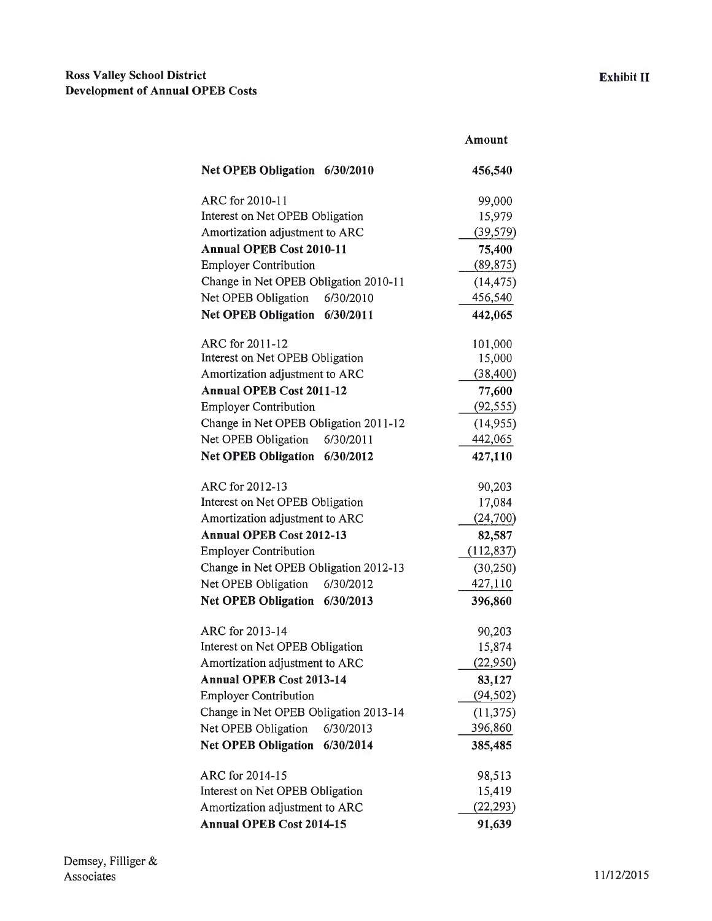**Ross Valley School District**
**Development of Annual OPEB Costs**

**Exhibit II**

| | Amount |
|---|---|
| **Net OPEB Obligation 6/30/2010** | **456,540** |
| ARC for 2010-11 | 99,000 |
| Interest on Net OPEB Obligation | 15,979 |
| Amortization adjustment to ARC | (39,579) |
| **Annual OPEB Cost 2010-11** | **75,400** |
| Employer Contribution | (89,875) |
| Change in Net OPEB Obligation 2010-11 | (14,475) |
| Net OPEB Obligation 6/30/2010 | 456,540 |
| **Net OPEB Obligation 6/30/2011** | **442,065** |
| ARC for 2011-12 | 101,000 |
| Interest on Net OPEB Obligation | 15,000 |
| Amortization adjustment to ARC | (38,400) |
| **Annual OPEB Cost 2011-12** | **77,600** |
| Employer Contribution | (92,555) |
| Change in Net OPEB Obligation 2011-12 | (14,955) |
| Net OPEB Obligation 6/30/2011 | 442,065 |
| **Net OPEB Obligation 6/30/2012** | **427,110** |
| ARC for 2012-13 | 90,203 |
| Interest on Net OPEB Obligation | 17,084 |
| Amortization adjustment to ARC | (24,700) |
| **Annual OPEB Cost 2012-13** | **82,587** |
| Employer Contribution | (112,837) |
| Change in Net OPEB Obligation 2012-13 | (30,250) |
| Net OPEB Obligation 6/30/2012 | 427,110 |
| **Net OPEB Obligation 6/30/2013** | **396,860** |
| ARC for 2013-14 | 90,203 |
| Interest on Net OPEB Obligation | 15,874 |
| Amortization adjustment to ARC | (22,950) |
| **Annual OPEB Cost 2013-14** | **83,127** |
| Employer Contribution | (94,502) |
| Change in Net OPEB Obligation 2013-14 | (11,375) |
| Net OPEB Obligation 6/30/2013 | 396,860 |
| **Net OPEB Obligation 6/30/2014** | **385,485** |
| ARC for 2014-15 | 98,513 |
| Interest on Net OPEB Obligation | 15,419 |
| Amortization adjustment to ARC | (22,293) |
| **Annual OPEB Cost 2014-15** | **91,639** |

Demsey, Filliger & Associates

11/12/2015